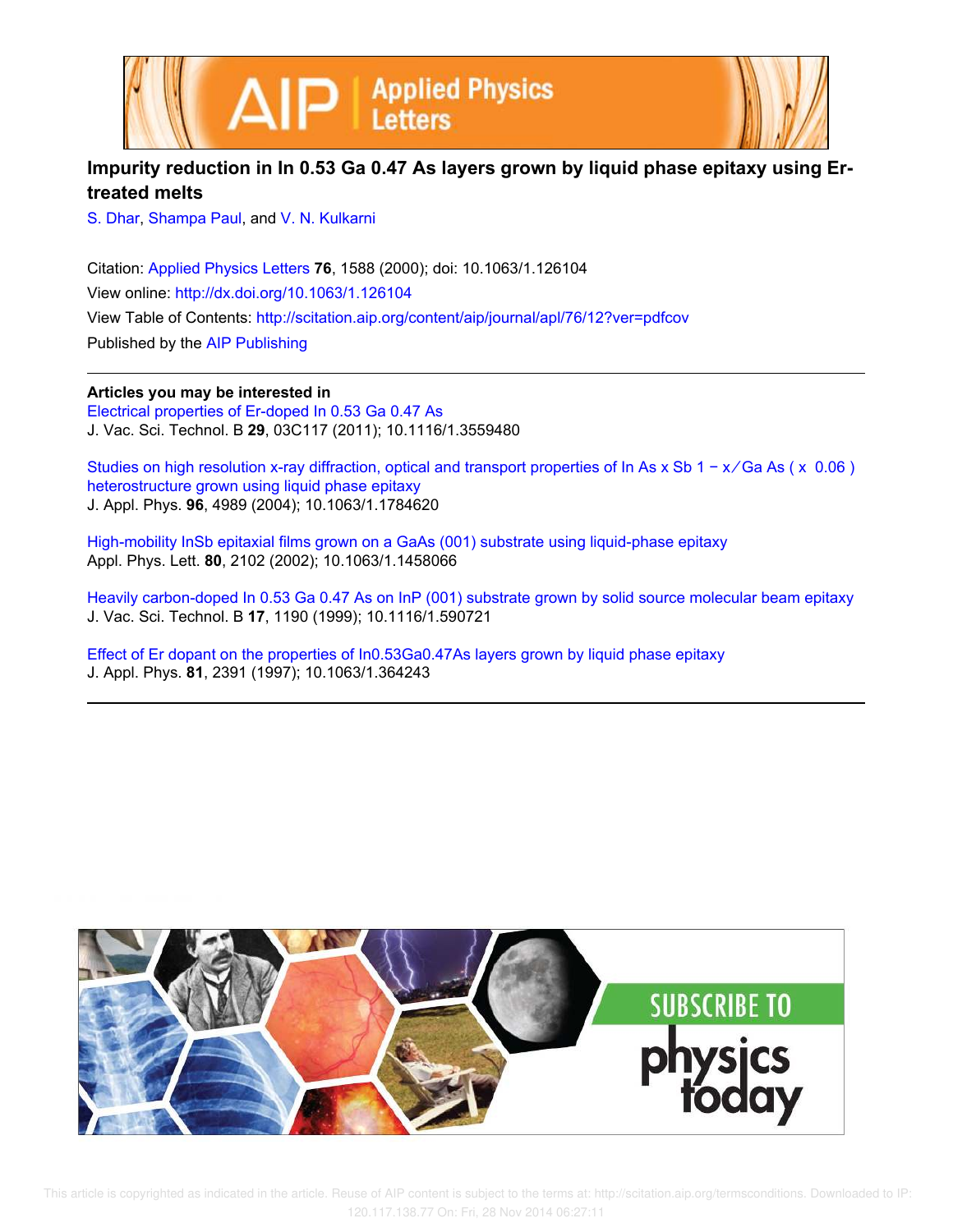# Impurity reduction in $In_{0.53}Ga_{0.47}As$ layers grown by liquid phase epitaxy using Er-treated melts

S. Dhar, Shampa Paul, and V. N. Kulkarni

Citation: Applied Physics Letters **76**, 1588 (2000); doi: 10.1063/1.126104

View online: http://dx.doi.org/10.1063/1.126104

View Table of Contents: http://scitation.aip.org/content/aip/journal/apl/76/12?ver=pdfcov

Published by the AIP Publishing

## Articles you may be interested in

Electrical properties of Er-doped $In_{0.53}Ga_{0.47}As$
J. Vac. Sci. Technol. B **29**, 03C117 (2011); 10.1116/1.3559480

Studies on high resolution x-ray diffraction, optical and transport properties of $InAs_xSb_{1-x}/GaAs$ ($x$ 0.06) heterostructure grown using liquid phase epitaxy
J. Appl. Phys. **96**, 4989 (2004); 10.1063/1.1784620

High-mobility InSb epitaxial films grown on a GaAs (001) substrate using liquid-phase epitaxy
Appl. Phys. Lett. **80**, 2102 (2002); 10.1063/1.1458066

Heavily carbon-doped $In_{0.53}Ga_{0.47}As$ on InP (001) substrate grown by solid source molecular beam epitaxy
J. Vac. Sci. Technol. B **17**, 1190 (1999); 10.1116/1.590721

Effect of Er dopant on the properties of $In_{0.53}Ga_{0.47}As$ layers grown by liquid phase epitaxy
J. Appl. Phys. **81**, 2391 (1997); 10.1063/1.364243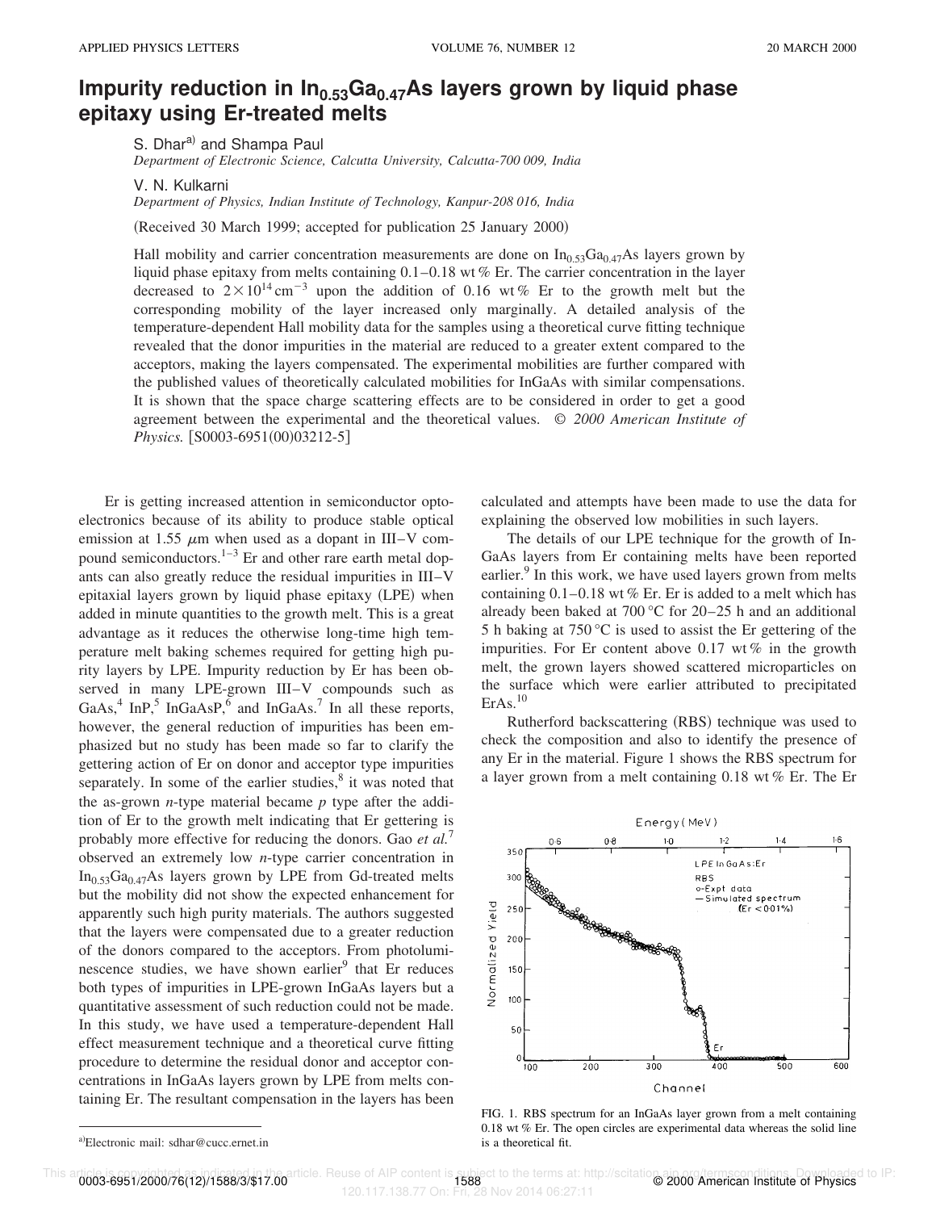# Impurity reduction in $In_{0.53}Ga_{0.47}As$ layers grown by liquid phase epitaxy using Er-treated melts

S. Dhar[a] and Shampa Paul

*Department of Electronic Science, Calcutta University, Calcutta-700 009, India*

V. N. Kulkarni

*Department of Physics, Indian Institute of Technology, Kanpur-208 016, India*

(Received 30 March 1999; accepted for publication 25 January 2000)

Hall mobility and carrier concentration measurements are done on $In_{0.53}Ga_{0.47}As$ layers grown by liquid phase epitaxy from melts containing 0.1–0.18 wt % Er. The carrier concentration in the layer decreased to $2\times10^{14}\,cm^{-3}$ upon the addition of 0.16 wt % Er to the growth melt but the corresponding mobility of the layer increased only marginally. A detailed analysis of the temperature-dependent Hall mobility data for the samples using a theoretical curve fitting technique revealed that the donor impurities in the material are reduced to a greater extent compared to the acceptors, making the layers compensated. The experimental mobilities are further compared with the published values of theoretically calculated mobilities for InGaAs with similar compensations. It is shown that the space charge scattering effects are to be considered in order to get a good agreement between the experimental and the theoretical values. © *2000 American Institute of Physics.* [S0003-6951(00)03212-5]

Er is getting increased attention in semiconductor optoelectronics because of its ability to produce stable optical emission at 1.55 $\mu$m when used as a dopant in III–V compound semiconductors.[1–3] Er and other rare earth metal dopants can also greatly reduce the residual impurities in III–V epitaxial layers grown by liquid phase epitaxy (LPE) when added in minute quantities to the growth melt. This is a great advantage as it reduces the otherwise long-time high temperature melt baking schemes required for getting high purity layers by LPE. Impurity reduction by Er has been observed in many LPE-grown III–V compounds such as GaAs,[4] InP,[5] InGaAsP,[6] and InGaAs.[7] In all these reports, however, the general reduction of impurities has been emphasized but no study has been made so far to clarify the gettering action of Er on donor and acceptor type impurities separately. In some of the earlier studies,[8] it was noted that the as-grown *n*-type material became *p* type after the addition of Er to the growth melt indicating that Er gettering is probably more effective for reducing the donors. Gao *et al.*[7] observed an extremely low *n*-type carrier concentration in $In_{0.53}Ga_{0.47}As$ layers grown by LPE from Gd-treated melts but the mobility did not show the expected enhancement for apparently such high purity materials. The authors suggested that the layers were compensated due to a greater reduction of the donors compared to the acceptors. From photoluminescence studies, we have shown earlier[9] that Er reduces both types of impurities in LPE-grown InGaAs layers but a quantitative assessment of such reduction could not be made. In this study, we have used a temperature-dependent Hall effect measurement technique and a theoretical curve fitting procedure to determine the residual donor and acceptor concentrations in InGaAs layers grown by LPE from melts containing Er. The resultant compensation in the layers has been calculated and attempts have been made to use the data for explaining the observed low mobilities in such layers.

The details of our LPE technique for the growth of InGaAs layers from Er containing melts have been reported earlier.[9] In this work, we have used layers grown from melts containing 0.1–0.18 wt % Er. Er is added to a melt which has already been baked at 700 °C for 20–25 h and an additional 5 h baking at 750 °C is used to assist the Er gettering of the impurities. For Er content above 0.17 wt % in the growth melt, the grown layers showed scattered microparticles on the surface which were earlier attributed to precipitated ErAs.[10]

Rutherford backscattering (RBS) technique was used to check the composition and also to identify the presence of any Er in the material. Figure 1 shows the RBS spectrum for a layer grown from a melt containing 0.18 wt % Er. The Er

FIG. 1. RBS spectrum for an InGaAs layer grown from a melt containing 0.18 wt % Er. The open circles are experimental data whereas the solid line is a theoretical fit.

[a]Electronic mail: sdhar@cucc.ernet.in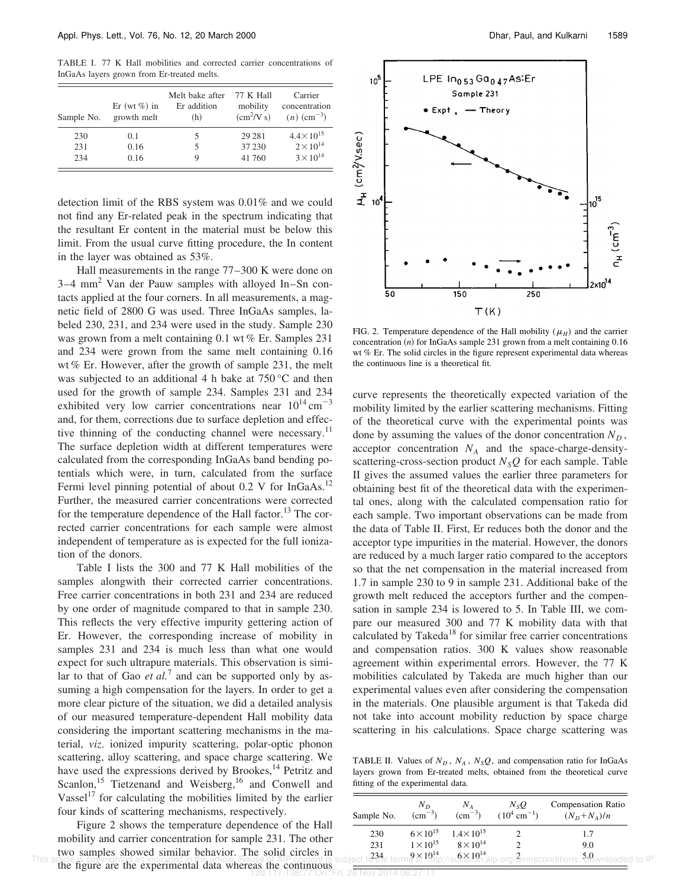TABLE I. 77 K Hall mobilities and corrected carrier concentrations of InGaAs layers grown from Er-treated melts.

| Sample No. | Er (wt %) in growth melt | Melt bake after Er addition (h) | 77 K Hall mobility ($cm^2$/V s) | Carrier concentration ($n$) ($cm^{-3}$) |
|---|---|---|---|---|
| 230 | 0.1 | 5 | 29 281 | $4.4\times10^{15}$ |
| 231 | 0.16 | 5 | 37 230 | $2\times10^{14}$ |
| 234 | 0.16 | 9 | 41 760 | $3\times10^{14}$ |

detection limit of the RBS system was 0.01% and we could not find any Er-related peak in the spectrum indicating that the resultant Er content in the material must be below this limit. From the usual curve fitting procedure, the In content in the layer was obtained as 53%.

Hall measurements in the range 77–300 K were done on 3–4 $mm^2$ Van der Pauw samples with alloyed In–Sn contacts applied at the four corners. In all measurements, a magnetic field of 2800 G was used. Three InGaAs samples, labeled 230, 231, and 234 were used in the study. Sample 230 was grown from a melt containing 0.1 wt % Er. Samples 231 and 234 were grown from the same melt containing 0.16 wt % Er. However, after the growth of sample 231, the melt was subjected to an additional 4 h bake at 750 °C and then used for the growth of sample 234. Samples 231 and 234 exhibited very low carrier concentrations near $10^{14}\,cm^{-3}$ and, for them, corrections due to surface depletion and effective thinning of the conducting channel were necessary.[11] The surface depletion width at different temperatures were calculated from the corresponding InGaAs band bending potentials which were, in turn, calculated from the surface Fermi level pinning potential of about 0.2 V for InGaAs.[12] Further, the measured carrier concentrations were corrected for the temperature dependence of the Hall factor.[13] The corrected carrier concentrations for each sample were almost independent of temperature as is expected for the full ionization of the donors.

Table I lists the 300 and 77 K Hall mobilities of the samples alongwith their corrected carrier concentrations. Free carrier concentrations in both 231 and 234 are reduced by one order of magnitude compared to that in sample 230. This reflects the very effective impurity gettering action of Er. However, the corresponding increase of mobility in samples 231 and 234 is much less than what one would expect for such ultrapure materials. This observation is similar to that of Gao *et al.*[7] and can be supported only by assuming a high compensation for the layers. In order to get a more clear picture of the situation, we did a detailed analysis of our measured temperature-dependent Hall mobility data considering the important scattering mechanisms in the material, *viz.* ionized impurity scattering, polar-optic phonon scattering, alloy scattering, and space charge scattering. We have used the expressions derived by Brookes,[14] Petritz and Scanlon,[15] Tietzenand and Weisberg,[16] and Conwell and Vassel[17] for calculating the mobilities limited by the earlier four kinds of scattering mechanisms, respectively.

Figure 2 shows the temperature dependence of the Hall mobility and carrier concentration for sample 231. The other two samples showed similar behavior. The solid circles in the figure are the experimental data whereas the continuous

FIG. 2. Temperature dependence of the Hall mobility ($\mu_H$) and the carrier concentration ($n$) for InGaAs sample 231 grown from a melt containing 0.16 wt % Er. The solid circles in the figure represent experimental data whereas the continuous line is a theoretical fit.

curve represents the theoretically expected variation of the mobility limited by the earlier scattering mechanisms. Fitting of the theoretical curve with the experimental points was done by assuming the values of the donor concentration $N_D$, acceptor concentration $N_A$ and the space-charge-density-scattering-cross-section product $N_SQ$ for each sample. Table II gives the assumed values the earlier three parameters for obtaining best fit of the theoretical data with the experimental ones, along with the calculated compensation ratio for each sample. Two important observations can be made from the data of Table II. First, Er reduces both the donor and the acceptor type impurities in the material. However, the donors are reduced by a much larger ratio compared to the acceptors so that the net compensation in the material increased from 1.7 in sample 230 to 9 in sample 231. Additional bake of the growth melt reduced the acceptors further and the compensation in sample 234 is lowered to 5. In Table III, we compare our measured 300 and 77 K mobility data with that calculated by Takeda[18] for similar free carrier concentrations and compensation ratios. 300 K values show reasonable agreement within experimental errors. However, the 77 K mobilities calculated by Takeda are much higher than our experimental values even after considering the compensation in the materials. One plausible argument is that Takeda did not take into account mobility reduction by space charge scattering in his calculations. Space charge scattering was

TABLE II. Values of $N_D$, $N_A$, $N_SQ$, and compensation ratio for InGaAs layers grown from Er-treated melts, obtained from the theoretical curve fitting of the experimental data.

| Sample No. | $N_D$ ($cm^{-3}$) | $N_A$ ($cm^{-3}$) | $N_SQ$ ($10^4\,cm^{-1}$) | Compensation Ratio $(N_D+N_A)/n$ |
|---|---|---|---|---|
| 230 | $6\times10^{15}$ | $1.4\times10^{15}$ | 2 | 1.7 |
| 231 | $1\times10^{15}$ | $8\times10^{14}$ | 2 | 9.0 |
| 234 | $9\times10^{14}$ | $6\times10^{14}$ | 2 | 5.0 |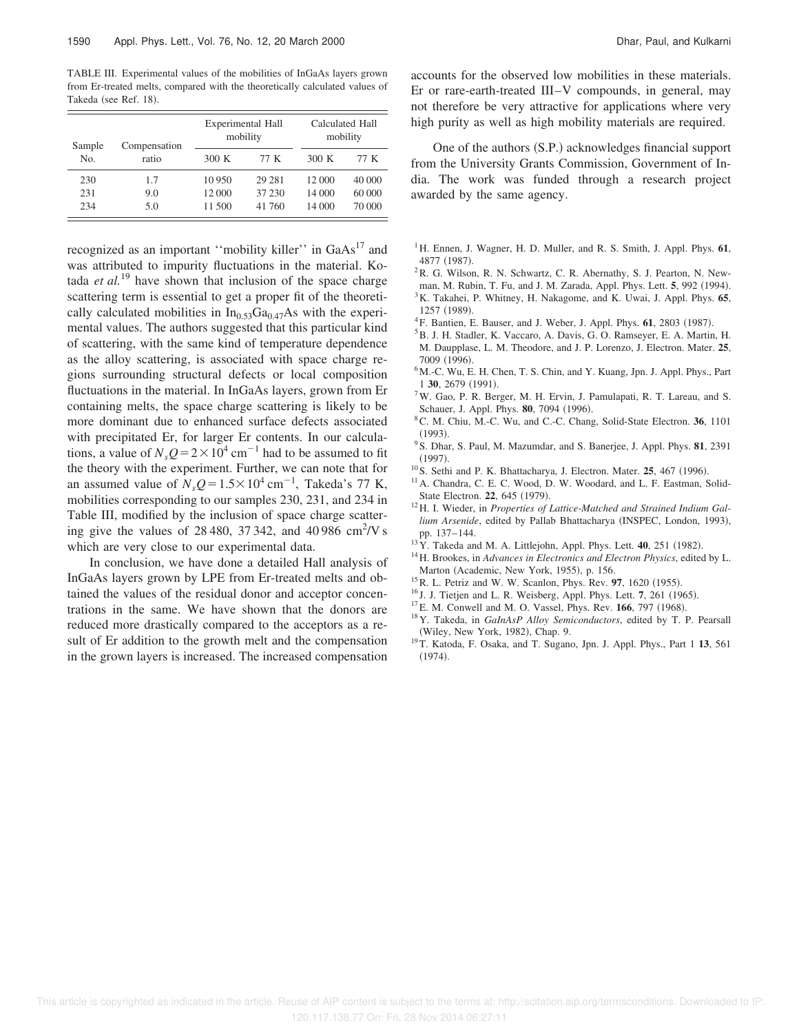TABLE III. Experimental values of the mobilities of InGaAs layers grown from Er-treated melts, compared with the theoretically calculated values of Takeda (see Ref. 18).

| Sample No. | Compensation ratio | Experimental Hall mobility | | Calculated Hall mobility | |
|---|---|---|---|---|---|
| | | 300 K | 77 K | 300 K | 77 K |
| 230 | 1.7 | 10 950 | 29 281 | 12 000 | 40 000 |
| 231 | 9.0 | 12 000 | 37 230 | 14 000 | 60 000 |
| 234 | 5.0 | 11 500 | 41 760 | 14 000 | 70 000 |

recognized as an important ''mobility killer'' in GaAs[17] and was attributed to impurity fluctuations in the material. Kotada *et al.*[19] have shown that inclusion of the space charge scattering term is essential to get a proper fit of the theoretically calculated mobilities in $In_{0.53}Ga_{0.47}As$ with the experimental values. The authors suggested that this particular kind of scattering, with the same kind of temperature dependence as the alloy scattering, is associated with space charge regions surrounding structural defects or local composition fluctuations in the material. In InGaAs layers, grown from Er containing melts, the space charge scattering is likely to be more dominant due to enhanced surface defects associated with precipitated Er, for larger Er contents. In our calculations, a value of $N_sQ = 2\times10^4\ \mathrm{cm}^{-1}$ had to be assumed to fit the theory with the experiment. Further, we can note that for an assumed value of $N_sQ = 1.5\times10^4\ \mathrm{cm}^{-1}$, Takeda's 77 K, mobilities corresponding to our samples 230, 231, and 234 in Table III, modified by the inclusion of space charge scattering give the values of 28 480, 37 342, and 40 986 $\mathrm{cm}^2/\mathrm{V\,s}$ which are very close to our experimental data.

In conclusion, we have done a detailed Hall analysis of InGaAs layers grown by LPE from Er-treated melts and obtained the values of the residual donor and acceptor concentrations in the same. We have shown that the donors are reduced more drastically compared to the acceptors as a result of Er addition to the growth melt and the compensation in the grown layers is increased. The increased compensation accounts for the observed low mobilities in these materials. Er or rare-earth-treated III–V compounds, in general, may not therefore be very attractive for applications where very high purity as well as high mobility materials are required.

One of the authors (S.P.) acknowledges financial support from the University Grants Commission, Government of India. The work was funded through a research project awarded by the same agency.

[1] H. Ennen, J. Wagner, H. D. Muller, and R. S. Smith, J. Appl. Phys. **61**, 4877 (1987).
[2] R. G. Wilson, R. N. Schwartz, C. R. Abernathy, S. J. Pearton, N. Newman, M. Rubin, T. Fu, and J. M. Zarada, Appl. Phys. Lett. **5**, 992 (1994).
[3] K. Takahei, P. Whitney, H. Nakagome, and K. Uwai, J. Appl. Phys. **65**, 1257 (1989).
[4] F. Bantien, E. Bauser, and J. Weber, J. Appl. Phys. **61**, 2803 (1987).
[5] B. J. H. Stadler, K. Vaccaro, A. Davis, G. O. Ramseyer, E. A. Martin, H. M. Daupplase, L. M. Theodore, and J. P. Lorenzo, J. Electron. Mater. **25**, 7009 (1996).
[6] M.-C. Wu, E. H. Chen, T. S. Chin, and Y. Kuang, Jpn. J. Appl. Phys., Part 1 **30**, 2679 (1991).
[7] W. Gao, P. R. Berger, M. H. Ervin, J. Pamulapati, R. T. Lareau, and S. Schauer, J. Appl. Phys. **80**, 7094 (1996).
[8] C. M. Chiu, M.-C. Wu, and C.-C. Chang, Solid-State Electron. **36**, 1101 (1993).
[9] S. Dhar, S. Paul, M. Mazumdar, and S. Banerjee, J. Appl. Phys. **81**, 2391 (1997).
[10] S. Sethi and P. K. Bhattacharya, J. Electron. Mater. **25**, 467 (1996).
[11] A. Chandra, C. E. C. Wood, D. W. Woodard, and L. F. Eastman, Solid-State Electron. **22**, 645 (1979).
[12] H. I. Wieder, in *Properties of Lattice-Matched and Strained Indium Gallium Arsenide*, edited by Pallab Bhattacharya (INSPEC, London, 1993), pp. 137–144.
[13] Y. Takeda and M. A. Littlejohn, Appl. Phys. Lett. **40**, 251 (1982).
[14] H. Brookes, in *Advances in Electronics and Electron Physics*, edited by L. Marton (Academic, New York, 1955), p. 156.
[15] R. L. Petriz and W. W. Scanlon, Phys. Rev. **97**, 1620 (1955).
[16] J. J. Tietjen and L. R. Weisberg, Appl. Phys. Lett. **7**, 261 (1965).
[17] E. M. Conwell and M. O. Vassel, Phys. Rev. **166**, 797 (1968).
[18] Y. Takeda, in *GaInAsP Alloy Semiconductors*, edited by T. P. Pearsall (Wiley, New York, 1982), Chap. 9.
[19] T. Katoda, F. Osaka, and T. Sugano, Jpn. J. Appl. Phys., Part 1 **13**, 561 (1974).